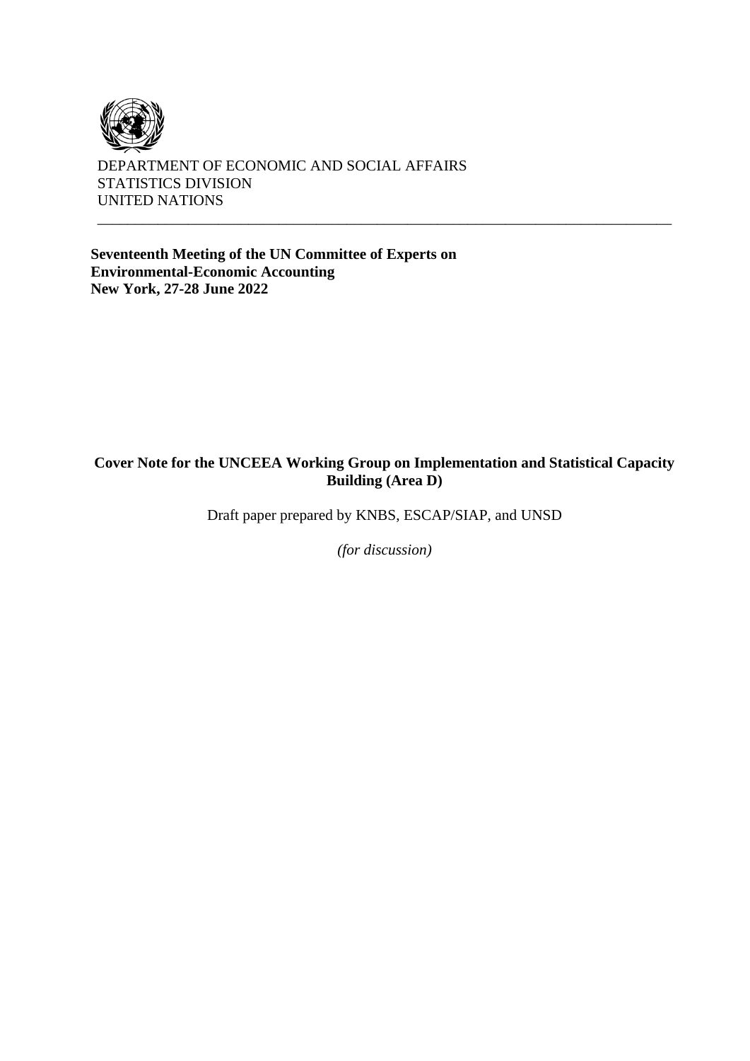DEPARTMENT OF ECONOMIC AND SOCIAL AFFAIRS
STATISTICS DIVISION
UNITED NATIONS

---

**Seventeenth Meeting of the UN Committee of Experts on Environmental-Economic Accounting**
**New York, 27-28 June 2022**

# Cover Note for the UNCEEA Working Group on Implementation and Statistical Capacity Building (Area D)

Draft paper prepared by KNBS, ESCAP/SIAP, and UNSD

*(for discussion)*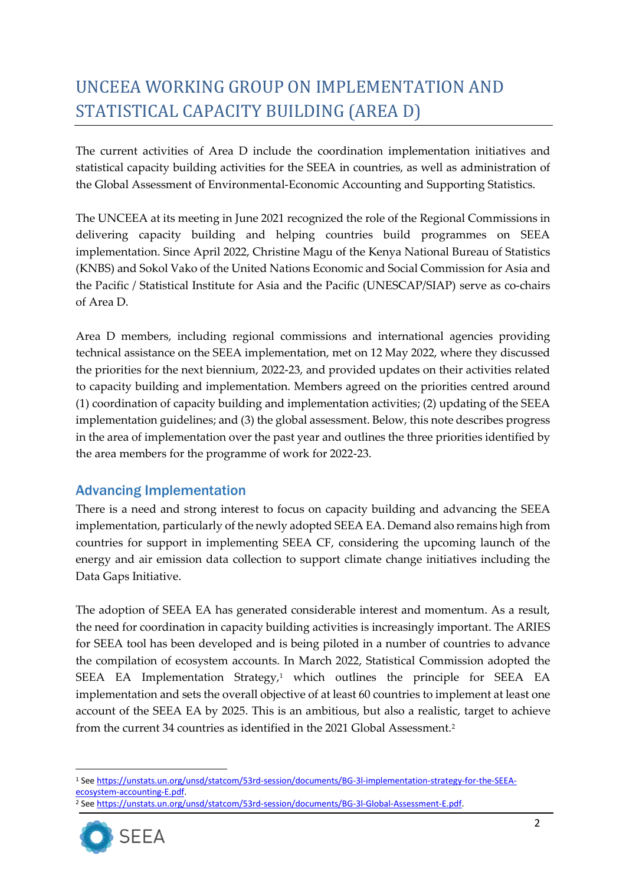# UNCEEA WORKING GROUP ON IMPLEMENTATION AND STATISTICAL CAPACITY BUILDING (AREA D)

The current activities of Area D include the coordination implementation initiatives and statistical capacity building activities for the SEEA in countries, as well as administration of the Global Assessment of Environmental-Economic Accounting and Supporting Statistics.

The UNCEEA at its meeting in June 2021 recognized the role of the Regional Commissions in delivering capacity building and helping countries build programmes on SEEA implementation. Since April 2022, Christine Magu of the Kenya National Bureau of Statistics (KNBS) and Sokol Vako of the United Nations Economic and Social Commission for Asia and the Pacific / Statistical Institute for Asia and the Pacific (UNESCAP/SIAP) serve as co-chairs of Area D.

Area D members, including regional commissions and international agencies providing technical assistance on the SEEA implementation, met on 12 May 2022, where they discussed the priorities for the next biennium, 2022-23, and provided updates on their activities related to capacity building and implementation. Members agreed on the priorities centred around (1) coordination of capacity building and implementation activities; (2) updating of the SEEA implementation guidelines; and (3) the global assessment. Below, this note describes progress in the area of implementation over the past year and outlines the three priorities identified by the area members for the programme of work for 2022-23.

## Advancing Implementation

There is a need and strong interest to focus on capacity building and advancing the SEEA implementation, particularly of the newly adopted SEEA EA. Demand also remains high from countries for support in implementing SEEA CF, considering the upcoming launch of the energy and air emission data collection to support climate change initiatives including the Data Gaps Initiative.

The adoption of SEEA EA has generated considerable interest and momentum. As a result, the need for coordination in capacity building activities is increasingly important. The ARIES for SEEA tool has been developed and is being piloted in a number of countries to advance the compilation of ecosystem accounts. In March 2022, Statistical Commission adopted the SEEA EA Implementation Strategy,[1] which outlines the principle for SEEA EA implementation and sets the overall objective of at least 60 countries to implement at least one account of the SEEA EA by 2025. This is an ambitious, but also a realistic, target to achieve from the current 34 countries as identified in the 2021 Global Assessment.[2]

---

[1] See https://unstats.un.org/unsd/statcom/53rd-session/documents/BG-3l-implementation-strategy-for-the-SEEA-ecosystem-accounting-E.pdf.

[2] See https://unstats.un.org/unsd/statcom/53rd-session/documents/BG-3l-Global-Assessment-E.pdf.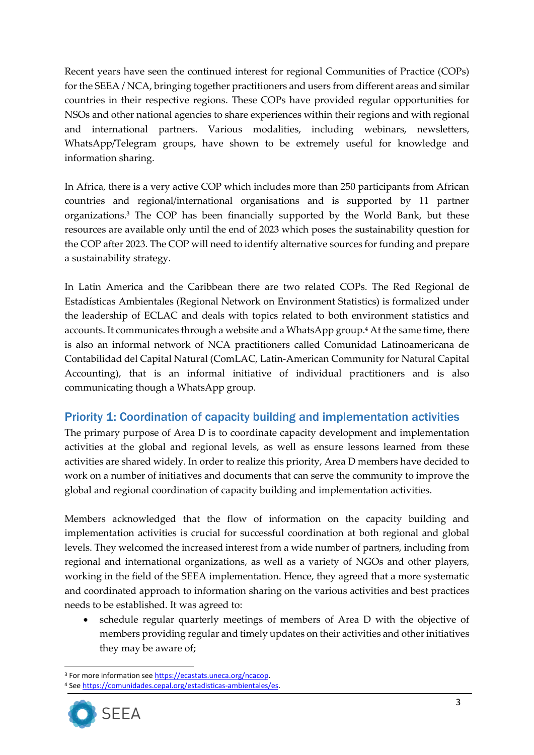Recent years have seen the continued interest for regional Communities of Practice (COPs) for the SEEA / NCA, bringing together practitioners and users from different areas and similar countries in their respective regions. These COPs have provided regular opportunities for NSOs and other national agencies to share experiences within their regions and with regional and international partners. Various modalities, including webinars, newsletters, WhatsApp/Telegram groups, have shown to be extremely useful for knowledge and information sharing.

In Africa, there is a very active COP which includes more than 250 participants from African countries and regional/international organisations and is supported by 11 partner organizations.[3] The COP has been financially supported by the World Bank, but these resources are available only until the end of 2023 which poses the sustainability question for the COP after 2023. The COP will need to identify alternative sources for funding and prepare a sustainability strategy.

In Latin America and the Caribbean there are two related COPs. The Red Regional de Estadísticas Ambientales (Regional Network on Environment Statistics) is formalized under the leadership of ECLAC and deals with topics related to both environment statistics and accounts. It communicates through a website and a WhatsApp group.[4] At the same time, there is also an informal network of NCA practitioners called Comunidad Latinoamericana de Contabilidad del Capital Natural (ComLAC, Latin-American Community for Natural Capital Accounting), that is an informal initiative of individual practitioners and is also communicating though a WhatsApp group.

## Priority 1: Coordination of capacity building and implementation activities

The primary purpose of Area D is to coordinate capacity development and implementation activities at the global and regional levels, as well as ensure lessons learned from these activities are shared widely. In order to realize this priority, Area D members have decided to work on a number of initiatives and documents that can serve the community to improve the global and regional coordination of capacity building and implementation activities.

Members acknowledged that the flow of information on the capacity building and implementation activities is crucial for successful coordination at both regional and global levels. They welcomed the increased interest from a wide number of partners, including from regional and international organizations, as well as a variety of NGOs and other players, working in the field of the SEEA implementation. Hence, they agreed that a more systematic and coordinated approach to information sharing on the various activities and best practices needs to be established. It was agreed to:

- schedule regular quarterly meetings of members of Area D with the objective of members providing regular and timely updates on their activities and other initiatives they may be aware of;

[3] For more information see https://ecastats.uneca.org/ncacop.

[4] See https://comunidades.cepal.org/estadisticas-ambientales/es.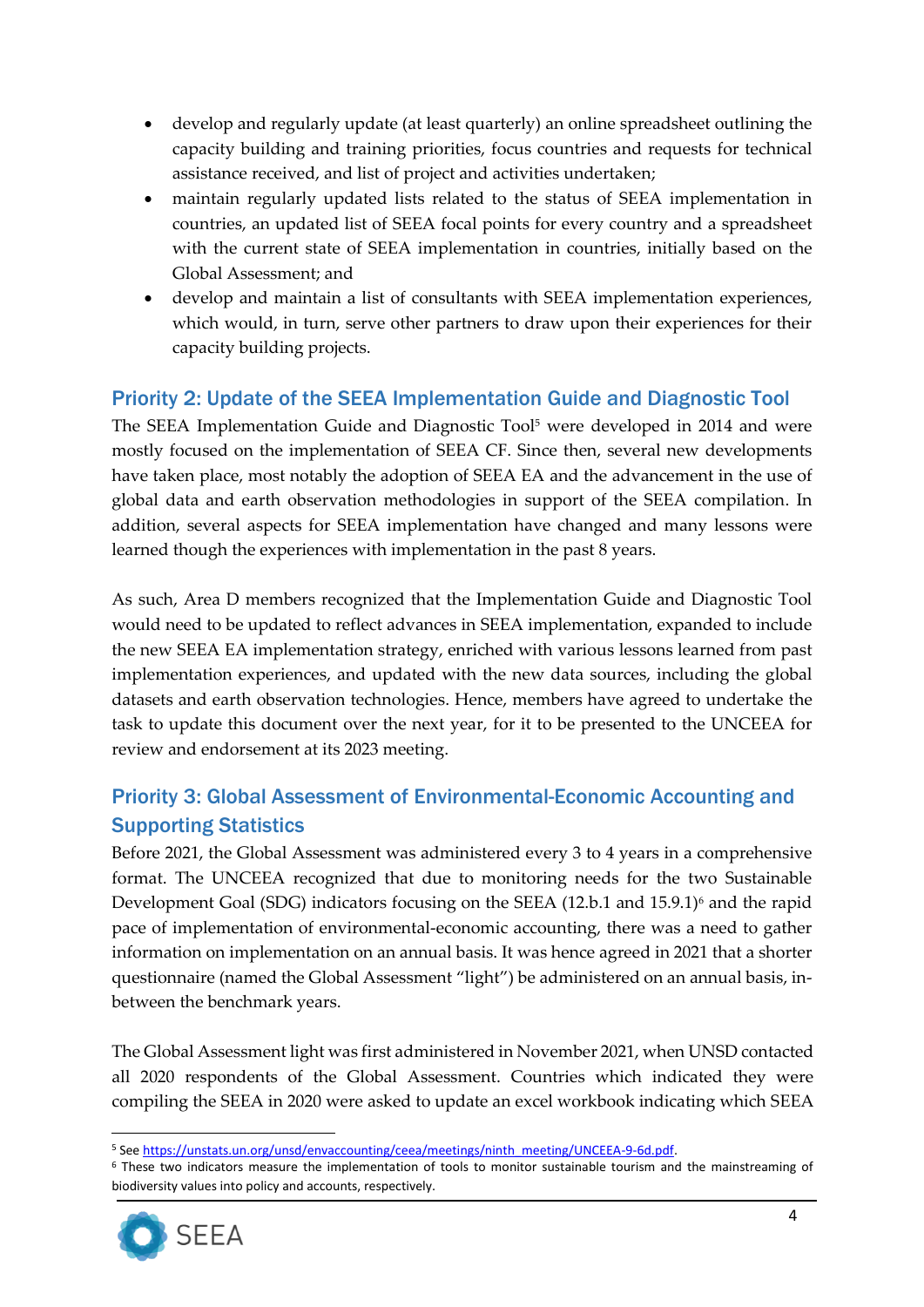- develop and regularly update (at least quarterly) an online spreadsheet outlining the capacity building and training priorities, focus countries and requests for technical assistance received, and list of project and activities undertaken;
- maintain regularly updated lists related to the status of SEEA implementation in countries, an updated list of SEEA focal points for every country and a spreadsheet with the current state of SEEA implementation in countries, initially based on the Global Assessment; and
- develop and maintain a list of consultants with SEEA implementation experiences, which would, in turn, serve other partners to draw upon their experiences for their capacity building projects.

## Priority 2: Update of the SEEA Implementation Guide and Diagnostic Tool

The SEEA Implementation Guide and Diagnostic Tool[5] were developed in 2014 and were mostly focused on the implementation of SEEA CF. Since then, several new developments have taken place, most notably the adoption of SEEA EA and the advancement in the use of global data and earth observation methodologies in support of the SEEA compilation. In addition, several aspects for SEEA implementation have changed and many lessons were learned though the experiences with implementation in the past 8 years.

As such, Area D members recognized that the Implementation Guide and Diagnostic Tool would need to be updated to reflect advances in SEEA implementation, expanded to include the new SEEA EA implementation strategy, enriched with various lessons learned from past implementation experiences, and updated with the new data sources, including the global datasets and earth observation technologies. Hence, members have agreed to undertake the task to update this document over the next year, for it to be presented to the UNCEEA for review and endorsement at its 2023 meeting.

## Priority 3: Global Assessment of Environmental-Economic Accounting and Supporting Statistics

Before 2021, the Global Assessment was administered every 3 to 4 years in a comprehensive format. The UNCEEA recognized that due to monitoring needs for the two Sustainable Development Goal (SDG) indicators focusing on the SEEA (12.b.1 and 15.9.1)[6] and the rapid pace of implementation of environmental-economic accounting, there was a need to gather information on implementation on an annual basis. It was hence agreed in 2021 that a shorter questionnaire (named the Global Assessment "light") be administered on an annual basis, in-between the benchmark years.

The Global Assessment light was first administered in November 2021, when UNSD contacted all 2020 respondents of the Global Assessment. Countries which indicated they were compiling the SEEA in 2020 were asked to update an excel workbook indicating which SEEA

---

[5] See https://unstats.un.org/unsd/envaccounting/ceea/meetings/ninth_meeting/UNCEEA-9-6d.pdf.

[6] These two indicators measure the implementation of tools to monitor sustainable tourism and the mainstreaming of biodiversity values into policy and accounts, respectively.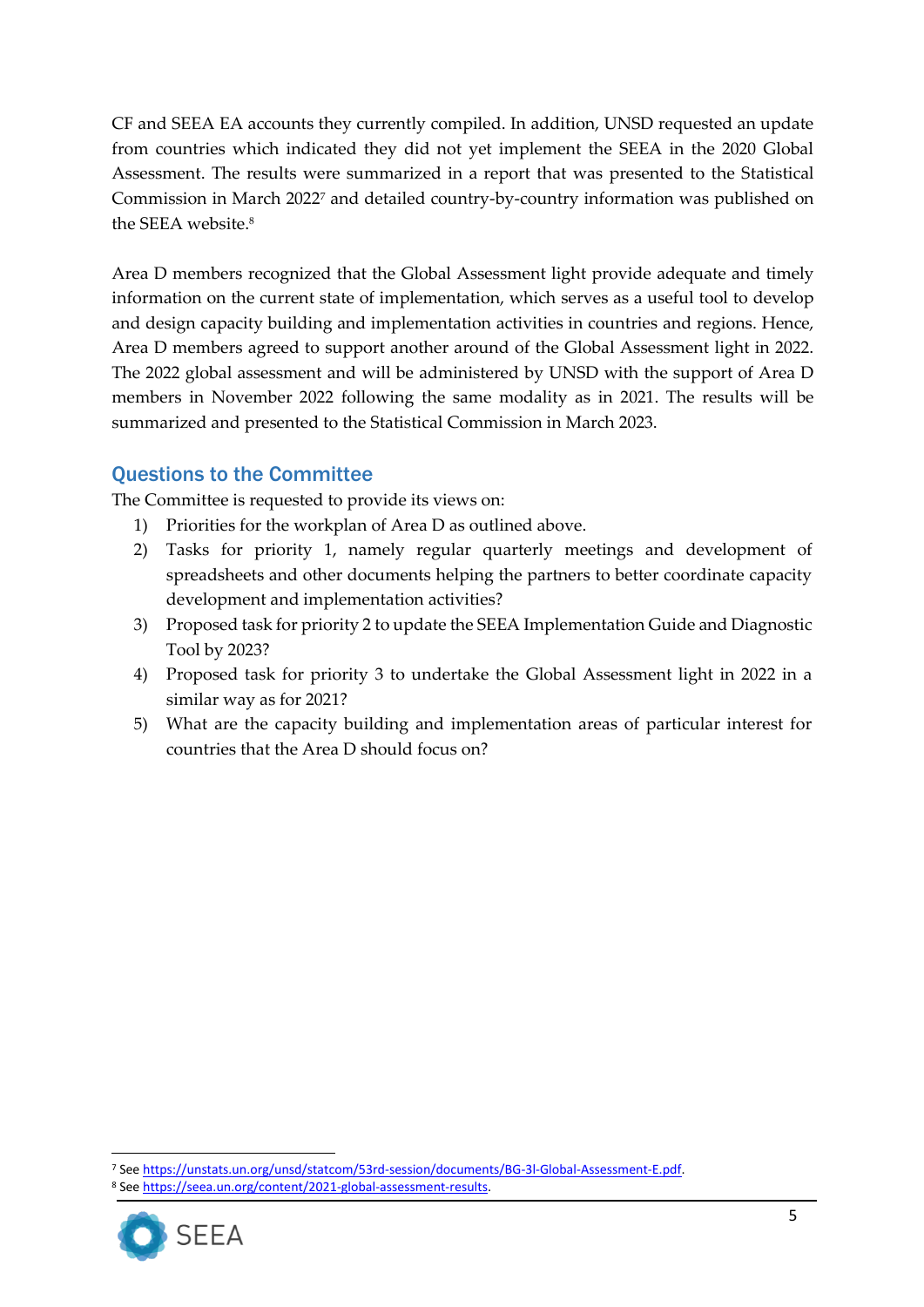CF and SEEA EA accounts they currently compiled. In addition, UNSD requested an update from countries which indicated they did not yet implement the SEEA in the 2020 Global Assessment. The results were summarized in a report that was presented to the Statistical Commission in March 2022[7] and detailed country-by-country information was published on the SEEA website.[8]

Area D members recognized that the Global Assessment light provide adequate and timely information on the current state of implementation, which serves as a useful tool to develop and design capacity building and implementation activities in countries and regions. Hence, Area D members agreed to support another around of the Global Assessment light in 2022. The 2022 global assessment and will be administered by UNSD with the support of Area D members in November 2022 following the same modality as in 2021. The results will be summarized and presented to the Statistical Commission in March 2023.

## Questions to the Committee

The Committee is requested to provide its views on:

1) Priorities for the workplan of Area D as outlined above.
2) Tasks for priority 1, namely regular quarterly meetings and development of spreadsheets and other documents helping the partners to better coordinate capacity development and implementation activities?
3) Proposed task for priority 2 to update the SEEA Implementation Guide and Diagnostic Tool by 2023?
4) Proposed task for priority 3 to undertake the Global Assessment light in 2022 in a similar way as for 2021?
5) What are the capacity building and implementation areas of particular interest for countries that the Area D should focus on?

---

[7] See https://unstats.un.org/unsd/statcom/53rd-session/documents/BG-3l-Global-Assessment-E.pdf.
[8] See https://seea.un.org/content/2021-global-assessment-results.